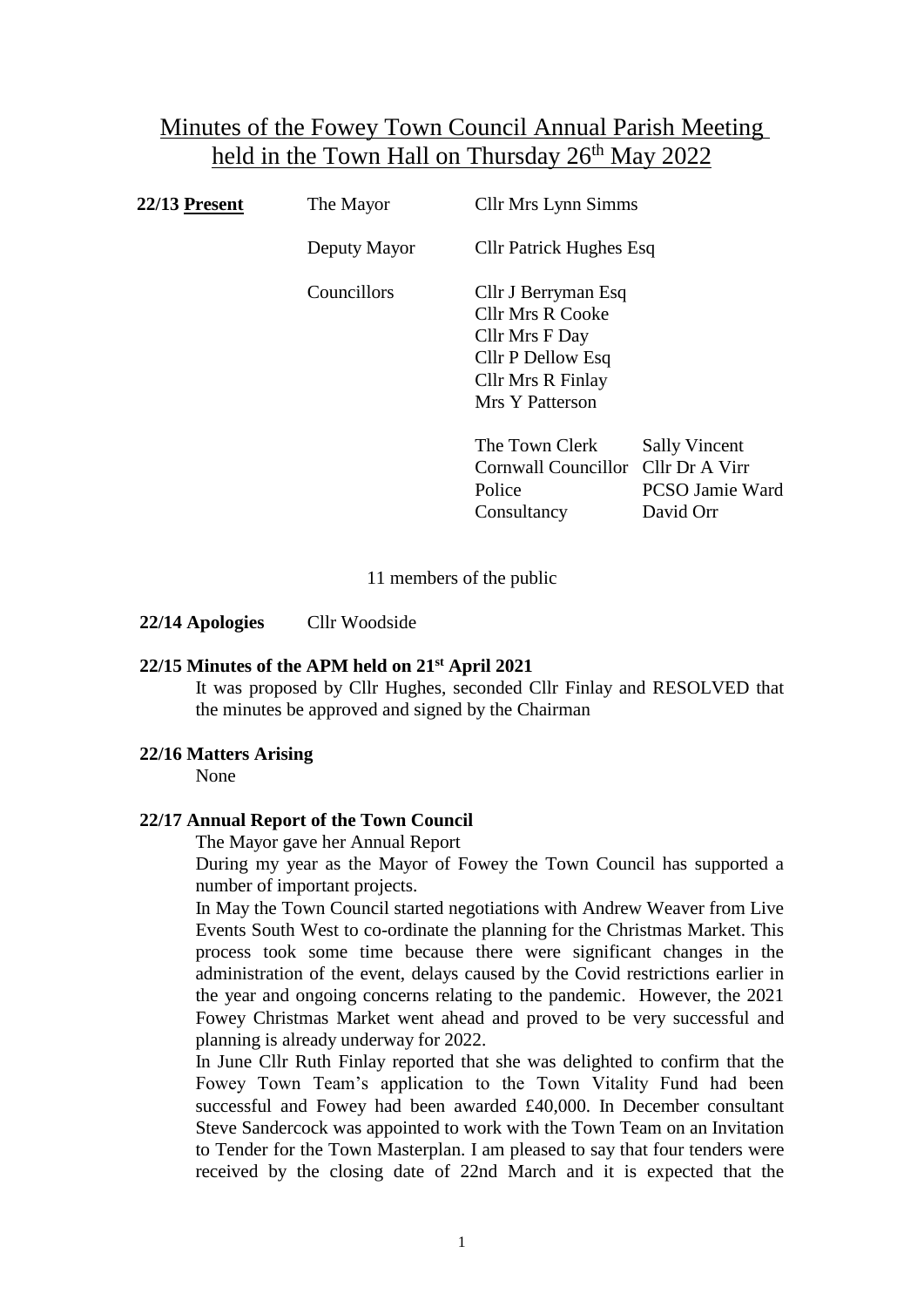# Minutes of the Fowey Town Council Annual Parish Meeting held in the Town Hall on Thursday 26th May 2022

**22/13 Present**

| | | |
|---|---|---|
| The Mayor | Cllr Mrs Lynn Simms | |
| Deputy Mayor | Cllr Patrick Hughes Esq | |
| Councillors | Cllr J Berryman Esq | |
| | Cllr Mrs R Cooke | |
| | Cllr Mrs F Day | |
| | Cllr P Dellow Esq | |
| | Cllr Mrs R Finlay | |
| | Mrs Y Patterson | |
| | The Town Clerk | Sally Vincent |
| | Cornwall Councillor | Cllr Dr A Virr |
| | Police | PCSO Jamie Ward |
| | Consultancy | David Orr |

11 members of the public

**22/14 Apologies** Cllr Woodside

**22/15 Minutes of the APM held on 21st April 2021**

It was proposed by Cllr Hughes, seconded Cllr Finlay and RESOLVED that the minutes be approved and signed by the Chairman

**22/16 Matters Arising**

None

**22/17 Annual Report of the Town Council**

The Mayor gave her Annual Report

During my year as the Mayor of Fowey the Town Council has supported a number of important projects.

In May the Town Council started negotiations with Andrew Weaver from Live Events South West to co-ordinate the planning for the Christmas Market. This process took some time because there were significant changes in the administration of the event, delays caused by the Covid restrictions earlier in the year and ongoing concerns relating to the pandemic. However, the 2021 Fowey Christmas Market went ahead and proved to be very successful and planning is already underway for 2022.

In June Cllr Ruth Finlay reported that she was delighted to confirm that the Fowey Town Team's application to the Town Vitality Fund had been successful and Fowey had been awarded £40,000. In December consultant Steve Sandercock was appointed to work with the Town Team on an Invitation to Tender for the Town Masterplan. I am pleased to say that four tenders were received by the closing date of 22nd March and it is expected that the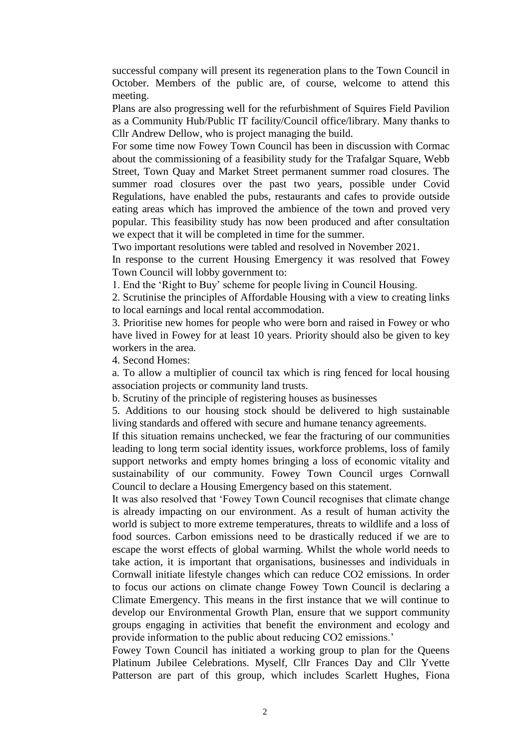successful company will present its regeneration plans to the Town Council in October. Members of the public are, of course, welcome to attend this meeting.

Plans are also progressing well for the refurbishment of Squires Field Pavilion as a Community Hub/Public IT facility/Council office/library. Many thanks to Cllr Andrew Dellow, who is project managing the build.

For some time now Fowey Town Council has been in discussion with Cormac about the commissioning of a feasibility study for the Trafalgar Square, Webb Street, Town Quay and Market Street permanent summer road closures. The summer road closures over the past two years, possible under Covid Regulations, have enabled the pubs, restaurants and cafes to provide outside eating areas which has improved the ambience of the town and proved very popular. This feasibility study has now been produced and after consultation we expect that it will be completed in time for the summer.

Two important resolutions were tabled and resolved in November 2021.

In response to the current Housing Emergency it was resolved that Fowey Town Council will lobby government to:

1. End the 'Right to Buy' scheme for people living in Council Housing.
2. Scrutinise the principles of Affordable Housing with a view to creating links to local earnings and local rental accommodation.
3. Prioritise new homes for people who were born and raised in Fowey or who have lived in Fowey for at least 10 years. Priority should also be given to key workers in the area.
4. Second Homes:

a. To allow a multiplier of council tax which is ring fenced for local housing association projects or community land trusts.

b. Scrutiny of the principle of registering houses as businesses

5. Additions to our housing stock should be delivered to high sustainable living standards and offered with secure and humane tenancy agreements.

If this situation remains unchecked, we fear the fracturing of our communities leading to long term social identity issues, workforce problems, loss of family support networks and empty homes bringing a loss of economic vitality and sustainability of our community. Fowey Town Council urges Cornwall Council to declare a Housing Emergency based on this statement.

It was also resolved that 'Fowey Town Council recognises that climate change is already impacting on our environment. As a result of human activity the world is subject to more extreme temperatures, threats to wildlife and a loss of food sources. Carbon emissions need to be drastically reduced if we are to escape the worst effects of global warming. Whilst the whole world needs to take action, it is important that organisations, businesses and individuals in Cornwall initiate lifestyle changes which can reduce CO2 emissions. In order to focus our actions on climate change Fowey Town Council is declaring a Climate Emergency. This means in the first instance that we will continue to develop our Environmental Growth Plan, ensure that we support community groups engaging in activities that benefit the environment and ecology and provide information to the public about reducing CO2 emissions.'

Fowey Town Council has initiated a working group to plan for the Queens Platinum Jubilee Celebrations. Myself, Cllr Frances Day and Cllr Yvette Patterson are part of this group, which includes Scarlett Hughes, Fiona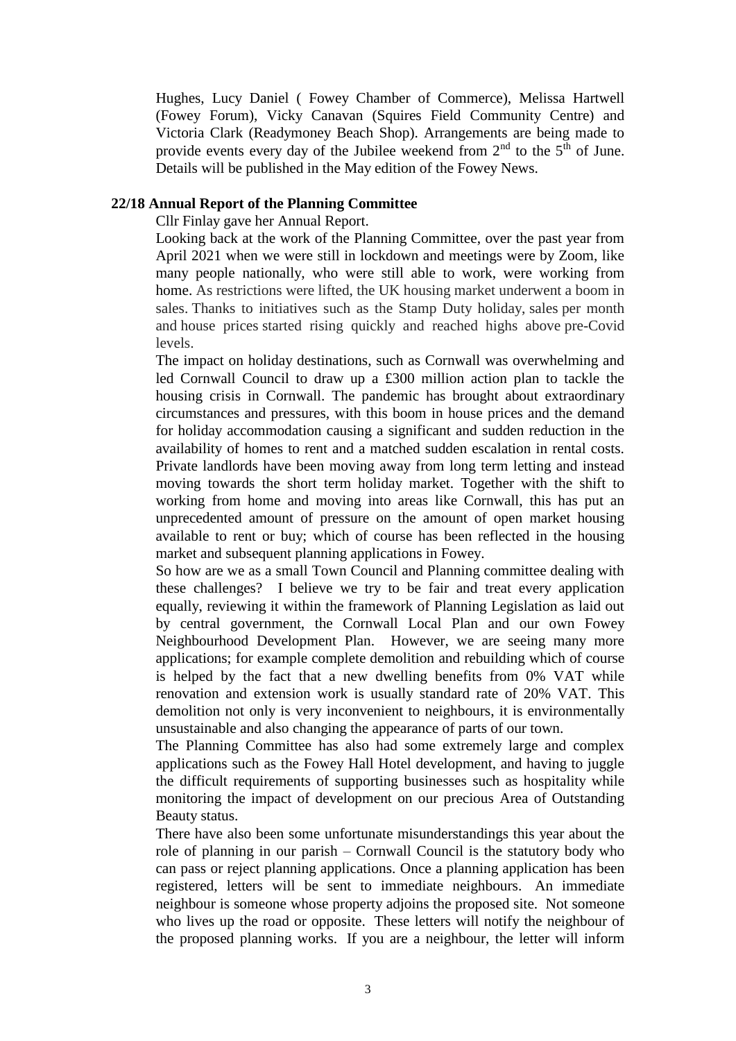Hughes, Lucy Daniel ( Fowey Chamber of Commerce), Melissa Hartwell (Fowey Forum), Vicky Canavan (Squires Field Community Centre) and Victoria Clark (Readymoney Beach Shop). Arrangements are being made to provide events every day of the Jubilee weekend from 2nd to the 5th of June. Details will be published in the May edition of the Fowey News.

**22/18 Annual Report of the Planning Committee**

Cllr Finlay gave her Annual Report.

Looking back at the work of the Planning Committee, over the past year from April 2021 when we were still in lockdown and meetings were by Zoom, like many people nationally, who were still able to work, were working from home. As restrictions were lifted, the UK housing market underwent a boom in sales. Thanks to initiatives such as the Stamp Duty holiday, sales per month and house prices started rising quickly and reached highs above pre-Covid levels.

The impact on holiday destinations, such as Cornwall was overwhelming and led Cornwall Council to draw up a £300 million action plan to tackle the housing crisis in Cornwall. The pandemic has brought about extraordinary circumstances and pressures, with this boom in house prices and the demand for holiday accommodation causing a significant and sudden reduction in the availability of homes to rent and a matched sudden escalation in rental costs. Private landlords have been moving away from long term letting and instead moving towards the short term holiday market. Together with the shift to working from home and moving into areas like Cornwall, this has put an unprecedented amount of pressure on the amount of open market housing available to rent or buy; which of course has been reflected in the housing market and subsequent planning applications in Fowey.

So how are we as a small Town Council and Planning committee dealing with these challenges? I believe we try to be fair and treat every application equally, reviewing it within the framework of Planning Legislation as laid out by central government, the Cornwall Local Plan and our own Fowey Neighbourhood Development Plan. However, we are seeing many more applications; for example complete demolition and rebuilding which of course is helped by the fact that a new dwelling benefits from 0% VAT while renovation and extension work is usually standard rate of 20% VAT. This demolition not only is very inconvenient to neighbours, it is environmentally unsustainable and also changing the appearance of parts of our town.

The Planning Committee has also had some extremely large and complex applications such as the Fowey Hall Hotel development, and having to juggle the difficult requirements of supporting businesses such as hospitality while monitoring the impact of development on our precious Area of Outstanding Beauty status.

There have also been some unfortunate misunderstandings this year about the role of planning in our parish – Cornwall Council is the statutory body who can pass or reject planning applications. Once a planning application has been registered, letters will be sent to immediate neighbours. An immediate neighbour is someone whose property adjoins the proposed site. Not someone who lives up the road or opposite. These letters will notify the neighbour of the proposed planning works. If you are a neighbour, the letter will inform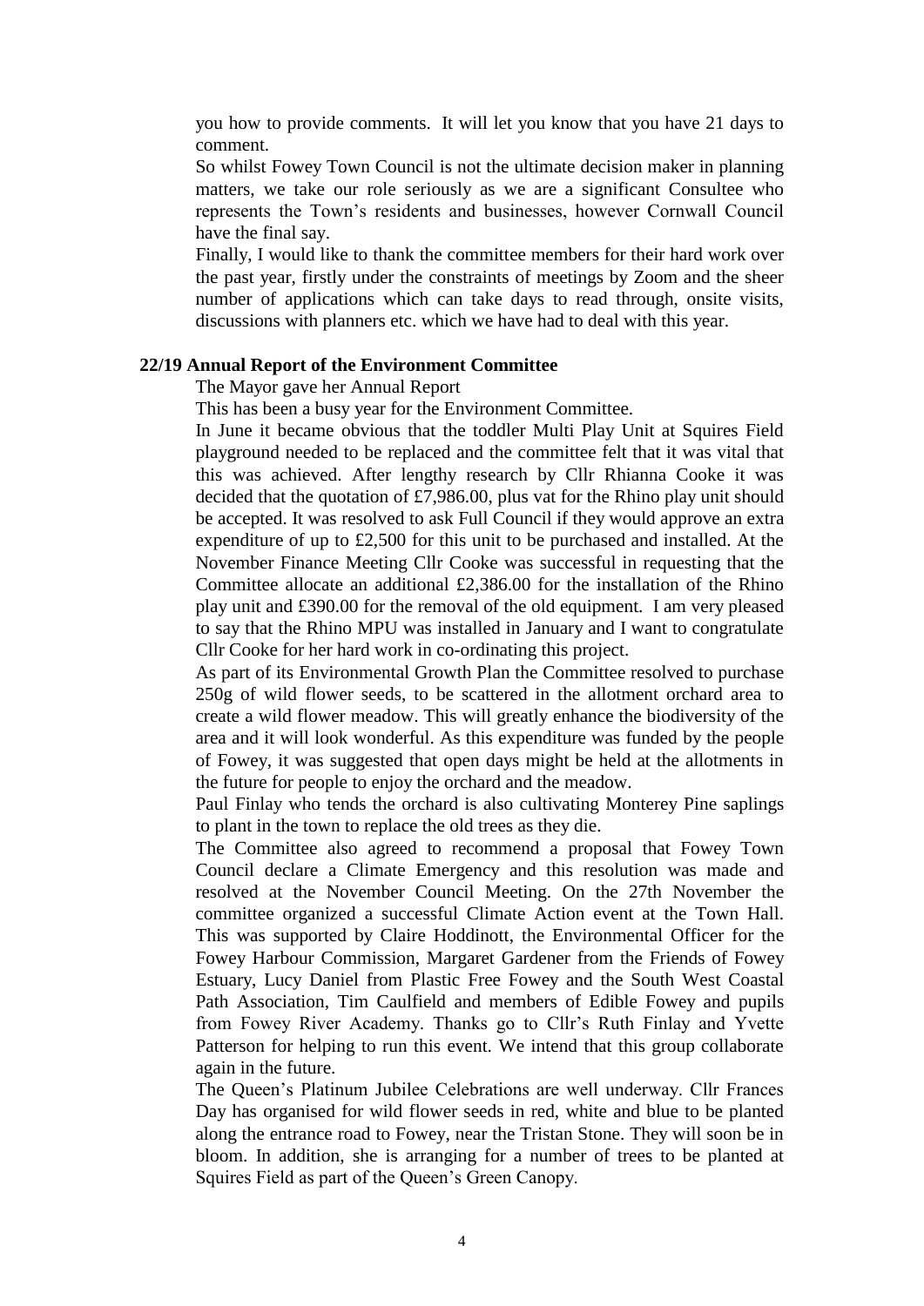you how to provide comments. It will let you know that you have 21 days to comment.

So whilst Fowey Town Council is not the ultimate decision maker in planning matters, we take our role seriously as we are a significant Consultee who represents the Town's residents and businesses, however Cornwall Council have the final say.

Finally, I would like to thank the committee members for their hard work over the past year, firstly under the constraints of meetings by Zoom and the sheer number of applications which can take days to read through, onsite visits, discussions with planners etc. which we have had to deal with this year.

**22/19 Annual Report of the Environment Committee**

The Mayor gave her Annual Report

This has been a busy year for the Environment Committee.

In June it became obvious that the toddler Multi Play Unit at Squires Field playground needed to be replaced and the committee felt that it was vital that this was achieved. After lengthy research by Cllr Rhianna Cooke it was decided that the quotation of £7,986.00, plus vat for the Rhino play unit should be accepted. It was resolved to ask Full Council if they would approve an extra expenditure of up to £2,500 for this unit to be purchased and installed. At the November Finance Meeting Cllr Cooke was successful in requesting that the Committee allocate an additional £2,386.00 for the installation of the Rhino play unit and £390.00 for the removal of the old equipment. I am very pleased to say that the Rhino MPU was installed in January and I want to congratulate Cllr Cooke for her hard work in co-ordinating this project.

As part of its Environmental Growth Plan the Committee resolved to purchase 250g of wild flower seeds, to be scattered in the allotment orchard area to create a wild flower meadow. This will greatly enhance the biodiversity of the area and it will look wonderful. As this expenditure was funded by the people of Fowey, it was suggested that open days might be held at the allotments in the future for people to enjoy the orchard and the meadow.

Paul Finlay who tends the orchard is also cultivating Monterey Pine saplings to plant in the town to replace the old trees as they die.

The Committee also agreed to recommend a proposal that Fowey Town Council declare a Climate Emergency and this resolution was made and resolved at the November Council Meeting. On the 27th November the committee organized a successful Climate Action event at the Town Hall. This was supported by Claire Hoddinott, the Environmental Officer for the Fowey Harbour Commission, Margaret Gardener from the Friends of Fowey Estuary, Lucy Daniel from Plastic Free Fowey and the South West Coastal Path Association, Tim Caulfield and members of Edible Fowey and pupils from Fowey River Academy. Thanks go to Cllr's Ruth Finlay and Yvette Patterson for helping to run this event. We intend that this group collaborate again in the future.

The Queen's Platinum Jubilee Celebrations are well underway. Cllr Frances Day has organised for wild flower seeds in red, white and blue to be planted along the entrance road to Fowey, near the Tristan Stone. They will soon be in bloom. In addition, she is arranging for a number of trees to be planted at Squires Field as part of the Queen's Green Canopy.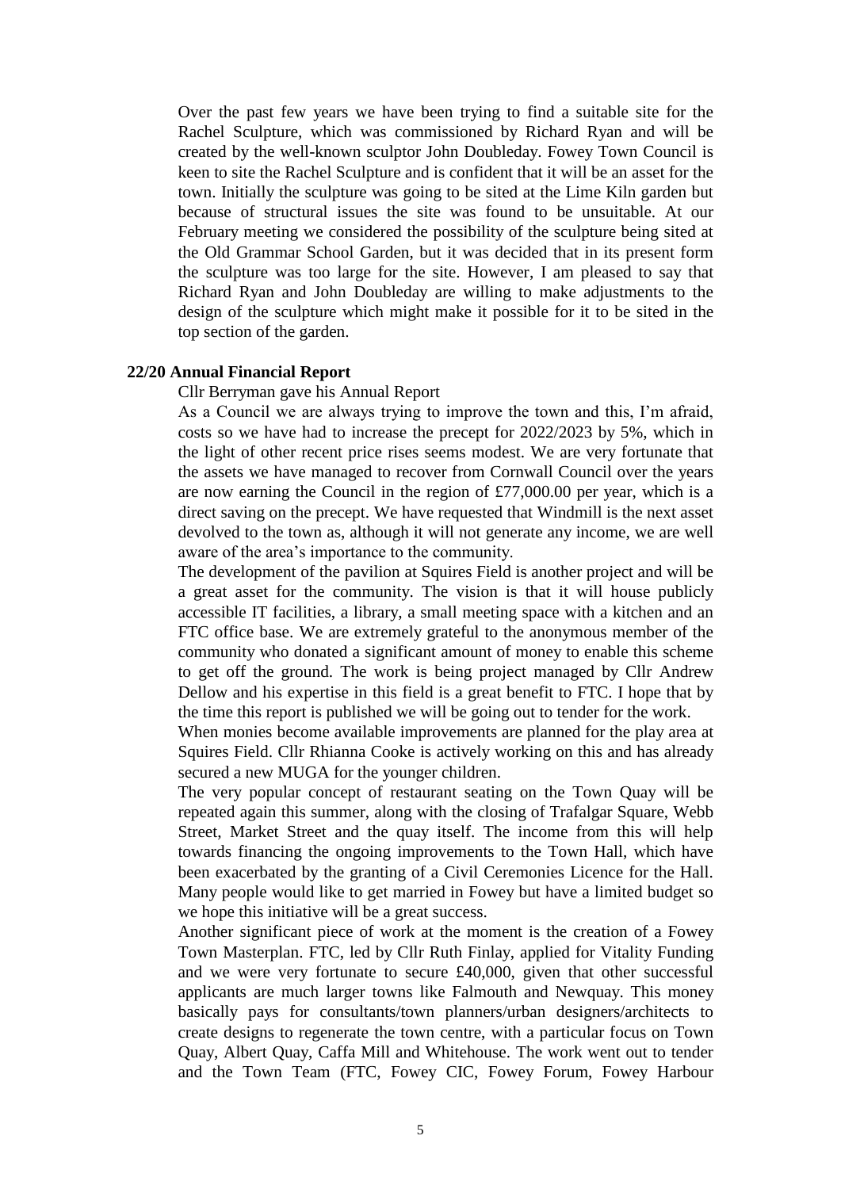Over the past few years we have been trying to find a suitable site for the Rachel Sculpture, which was commissioned by Richard Ryan and will be created by the well-known sculptor John Doubleday. Fowey Town Council is keen to site the Rachel Sculpture and is confident that it will be an asset for the town. Initially the sculpture was going to be sited at the Lime Kiln garden but because of structural issues the site was found to be unsuitable. At our February meeting we considered the possibility of the sculpture being sited at the Old Grammar School Garden, but it was decided that in its present form the sculpture was too large for the site. However, I am pleased to say that Richard Ryan and John Doubleday are willing to make adjustments to the design of the sculpture which might make it possible for it to be sited in the top section of the garden.

**22/20 Annual Financial Report**

Cllr Berryman gave his Annual Report

As a Council we are always trying to improve the town and this, I'm afraid, costs so we have had to increase the precept for 2022/2023 by 5%, which in the light of other recent price rises seems modest. We are very fortunate that the assets we have managed to recover from Cornwall Council over the years are now earning the Council in the region of £77,000.00 per year, which is a direct saving on the precept. We have requested that Windmill is the next asset devolved to the town as, although it will not generate any income, we are well aware of the area's importance to the community.

The development of the pavilion at Squires Field is another project and will be a great asset for the community. The vision is that it will house publicly accessible IT facilities, a library, a small meeting space with a kitchen and an FTC office base. We are extremely grateful to the anonymous member of the community who donated a significant amount of money to enable this scheme to get off the ground. The work is being project managed by Cllr Andrew Dellow and his expertise in this field is a great benefit to FTC. I hope that by the time this report is published we will be going out to tender for the work.

When monies become available improvements are planned for the play area at Squires Field. Cllr Rhianna Cooke is actively working on this and has already secured a new MUGA for the younger children.

The very popular concept of restaurant seating on the Town Quay will be repeated again this summer, along with the closing of Trafalgar Square, Webb Street, Market Street and the quay itself. The income from this will help towards financing the ongoing improvements to the Town Hall, which have been exacerbated by the granting of a Civil Ceremonies Licence for the Hall. Many people would like to get married in Fowey but have a limited budget so we hope this initiative will be a great success.

Another significant piece of work at the moment is the creation of a Fowey Town Masterplan. FTC, led by Cllr Ruth Finlay, applied for Vitality Funding and we were very fortunate to secure £40,000, given that other successful applicants are much larger towns like Falmouth and Newquay. This money basically pays for consultants/town planners/urban designers/architects to create designs to regenerate the town centre, with a particular focus on Town Quay, Albert Quay, Caffa Mill and Whitehouse. The work went out to tender and the Town Team (FTC, Fowey CIC, Fowey Forum, Fowey Harbour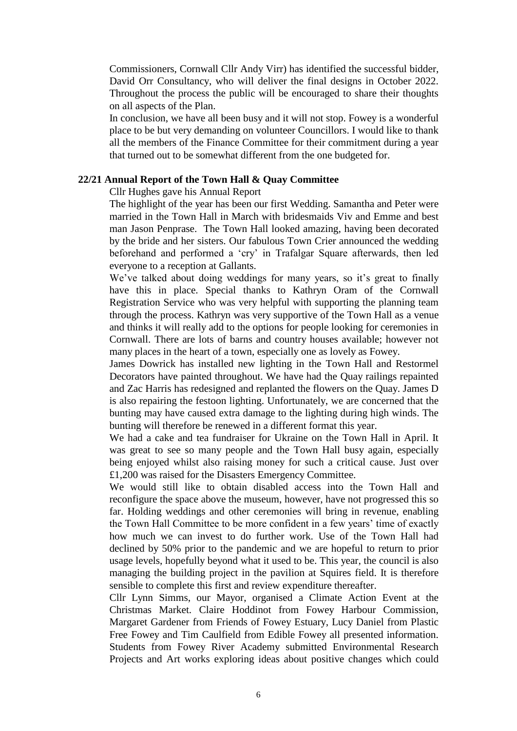Commissioners, Cornwall Cllr Andy Virr) has identified the successful bidder, David Orr Consultancy, who will deliver the final designs in October 2022. Throughout the process the public will be encouraged to share their thoughts on all aspects of the Plan.

In conclusion, we have all been busy and it will not stop. Fowey is a wonderful place to be but very demanding on volunteer Councillors. I would like to thank all the members of the Finance Committee for their commitment during a year that turned out to be somewhat different from the one budgeted for.

**22/21 Annual Report of the Town Hall & Quay Committee**

Cllr Hughes gave his Annual Report

The highlight of the year has been our first Wedding. Samantha and Peter were married in the Town Hall in March with bridesmaids Viv and Emme and best man Jason Penprase. The Town Hall looked amazing, having been decorated by the bride and her sisters. Our fabulous Town Crier announced the wedding beforehand and performed a 'cry' in Trafalgar Square afterwards, then led everyone to a reception at Gallants.

We've talked about doing weddings for many years, so it's great to finally have this in place. Special thanks to Kathryn Oram of the Cornwall Registration Service who was very helpful with supporting the planning team through the process. Kathryn was very supportive of the Town Hall as a venue and thinks it will really add to the options for people looking for ceremonies in Cornwall. There are lots of barns and country houses available; however not many places in the heart of a town, especially one as lovely as Fowey.

James Dowrick has installed new lighting in the Town Hall and Restormel Decorators have painted throughout. We have had the Quay railings repainted and Zac Harris has redesigned and replanted the flowers on the Quay. James D is also repairing the festoon lighting. Unfortunately, we are concerned that the bunting may have caused extra damage to the lighting during high winds. The bunting will therefore be renewed in a different format this year.

We had a cake and tea fundraiser for Ukraine on the Town Hall in April. It was great to see so many people and the Town Hall busy again, especially being enjoyed whilst also raising money for such a critical cause. Just over £1,200 was raised for the Disasters Emergency Committee.

We would still like to obtain disabled access into the Town Hall and reconfigure the space above the museum, however, have not progressed this so far. Holding weddings and other ceremonies will bring in revenue, enabling the Town Hall Committee to be more confident in a few years' time of exactly how much we can invest to do further work. Use of the Town Hall had declined by 50% prior to the pandemic and we are hopeful to return to prior usage levels, hopefully beyond what it used to be. This year, the council is also managing the building project in the pavilion at Squires field. It is therefore sensible to complete this first and review expenditure thereafter.

Cllr Lynn Simms, our Mayor, organised a Climate Action Event at the Christmas Market. Claire Hoddinot from Fowey Harbour Commission, Margaret Gardener from Friends of Fowey Estuary, Lucy Daniel from Plastic Free Fowey and Tim Caulfield from Edible Fowey all presented information. Students from Fowey River Academy submitted Environmental Research Projects and Art works exploring ideas about positive changes which could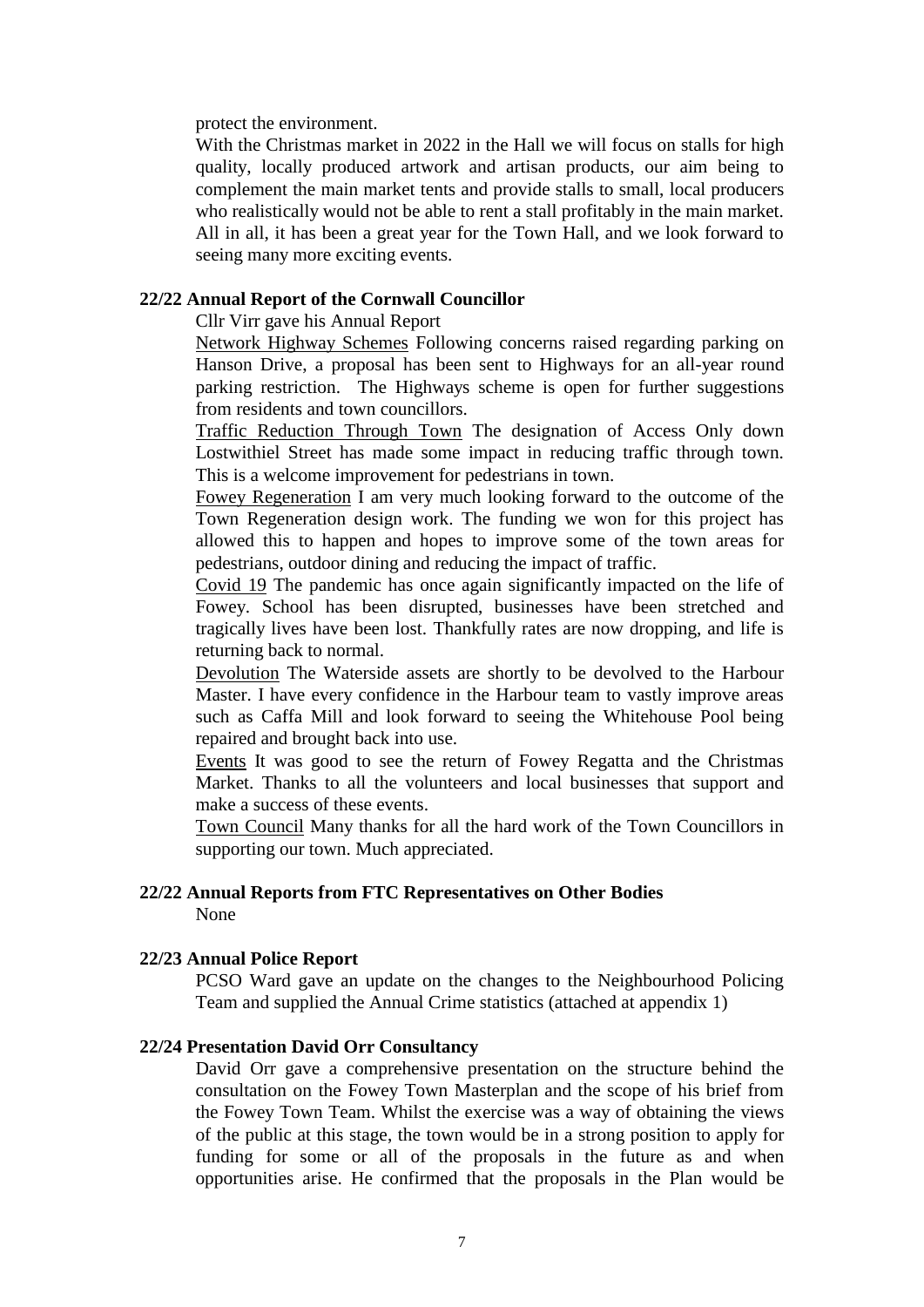protect the environment.

With the Christmas market in 2022 in the Hall we will focus on stalls for high quality, locally produced artwork and artisan products, our aim being to complement the main market tents and provide stalls to small, local producers who realistically would not be able to rent a stall profitably in the main market. All in all, it has been a great year for the Town Hall, and we look forward to seeing many more exciting events.

**22/22 Annual Report of the Cornwall Councillor**

Cllr Virr gave his Annual Report

Network Highway Schemes Following concerns raised regarding parking on Hanson Drive, a proposal has been sent to Highways for an all-year round parking restriction. The Highways scheme is open for further suggestions from residents and town councillors.

Traffic Reduction Through Town The designation of Access Only down Lostwithiel Street has made some impact in reducing traffic through town. This is a welcome improvement for pedestrians in town.

Fowey Regeneration I am very much looking forward to the outcome of the Town Regeneration design work. The funding we won for this project has allowed this to happen and hopes to improve some of the town areas for pedestrians, outdoor dining and reducing the impact of traffic.

Covid 19 The pandemic has once again significantly impacted on the life of Fowey. School has been disrupted, businesses have been stretched and tragically lives have been lost. Thankfully rates are now dropping, and life is returning back to normal.

Devolution The Waterside assets are shortly to be devolved to the Harbour Master. I have every confidence in the Harbour team to vastly improve areas such as Caffa Mill and look forward to seeing the Whitehouse Pool being repaired and brought back into use.

Events It was good to see the return of Fowey Regatta and the Christmas Market. Thanks to all the volunteers and local businesses that support and make a success of these events.

Town Council Many thanks for all the hard work of the Town Councillors in supporting our town. Much appreciated.

**22/22 Annual Reports from FTC Representatives on Other Bodies**

None

**22/23 Annual Police Report**

PCSO Ward gave an update on the changes to the Neighbourhood Policing Team and supplied the Annual Crime statistics (attached at appendix 1)

**22/24 Presentation David Orr Consultancy**

David Orr gave a comprehensive presentation on the structure behind the consultation on the Fowey Town Masterplan and the scope of his brief from the Fowey Town Team. Whilst the exercise was a way of obtaining the views of the public at this stage, the town would be in a strong position to apply for funding for some or all of the proposals in the future as and when opportunities arise. He confirmed that the proposals in the Plan would be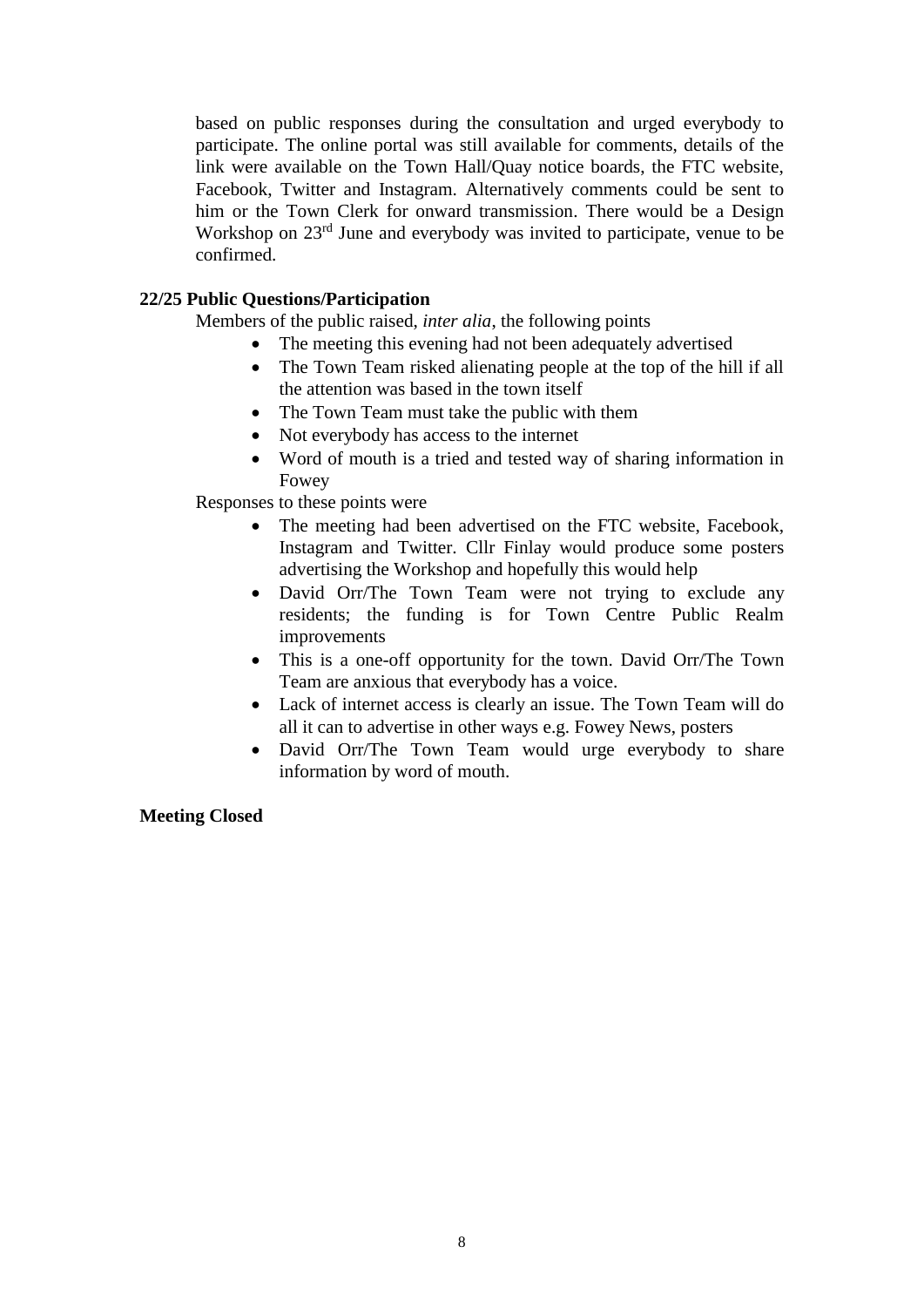based on public responses during the consultation and urged everybody to participate. The online portal was still available for comments, details of the link were available on the Town Hall/Quay notice boards, the FTC website, Facebook, Twitter and Instagram. Alternatively comments could be sent to him or the Town Clerk for onward transmission. There would be a Design Workshop on 23rd June and everybody was invited to participate, venue to be confirmed.

**22/25 Public Questions/Participation**

Members of the public raised, *inter alia*, the following points

- The meeting this evening had not been adequately advertised
- The Town Team risked alienating people at the top of the hill if all the attention was based in the town itself
- The Town Team must take the public with them
- Not everybody has access to the internet
- Word of mouth is a tried and tested way of sharing information in Fowey

Responses to these points were

- The meeting had been advertised on the FTC website, Facebook, Instagram and Twitter. Cllr Finlay would produce some posters advertising the Workshop and hopefully this would help
- David Orr/The Town Team were not trying to exclude any residents; the funding is for Town Centre Public Realm improvements
- This is a one-off opportunity for the town. David Orr/The Town Team are anxious that everybody has a voice.
- Lack of internet access is clearly an issue. The Town Team will do all it can to advertise in other ways e.g. Fowey News, posters
- David Orr/The Town Team would urge everybody to share information by word of mouth.

**Meeting Closed**